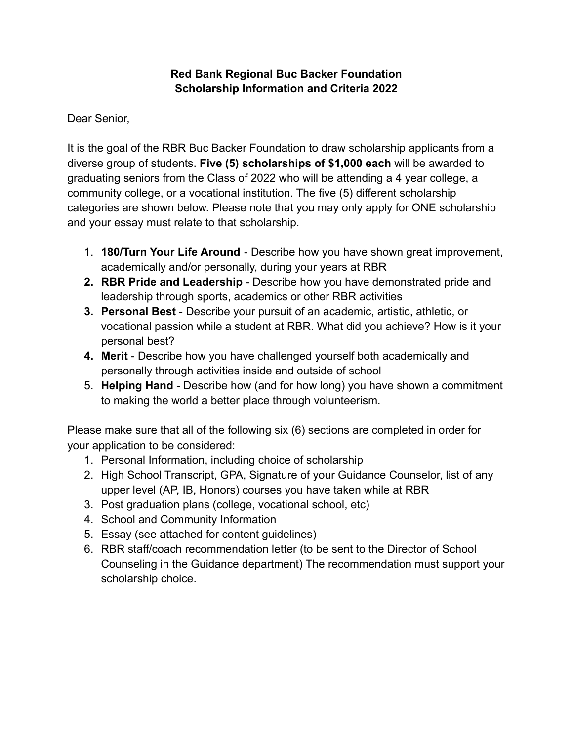**Red Bank Regional Buc Backer Foundation**
**Scholarship Information and Criteria 2022**

Dear Senior,

It is the goal of the RBR Buc Backer Foundation to draw scholarship applicants from a diverse group of students. **Five (5) scholarships of $1,000 each** will be awarded to graduating seniors from the Class of 2022 who will be attending a 4 year college, a community college, or a vocational institution. The five (5) different scholarship categories are shown below. Please note that you may only apply for ONE scholarship and your essay must relate to that scholarship.

1. **180/Turn Your Life Around** - Describe how you have shown great improvement, academically and/or personally, during your years at RBR
2. **RBR Pride and Leadership** - Describe how you have demonstrated pride and leadership through sports, academics or other RBR activities
3. **Personal Best** - Describe your pursuit of an academic, artistic, athletic, or vocational passion while a student at RBR. What did you achieve? How is it your personal best?
4. **Merit** - Describe how you have challenged yourself both academically and personally through activities inside and outside of school
5. **Helping Hand** - Describe how (and for how long) you have shown a commitment to making the world a better place through volunteerism.

Please make sure that all of the following six (6) sections are completed in order for your application to be considered:

1. Personal Information, including choice of scholarship
2. High School Transcript, GPA, Signature of your Guidance Counselor, list of any upper level (AP, IB, Honors) courses you have taken while at RBR
3. Post graduation plans (college, vocational school, etc)
4. School and Community Information
5. Essay (see attached for content guidelines)
6. RBR staff/coach recommendation letter (to be sent to the Director of School Counseling in the Guidance department) The recommendation must support your scholarship choice.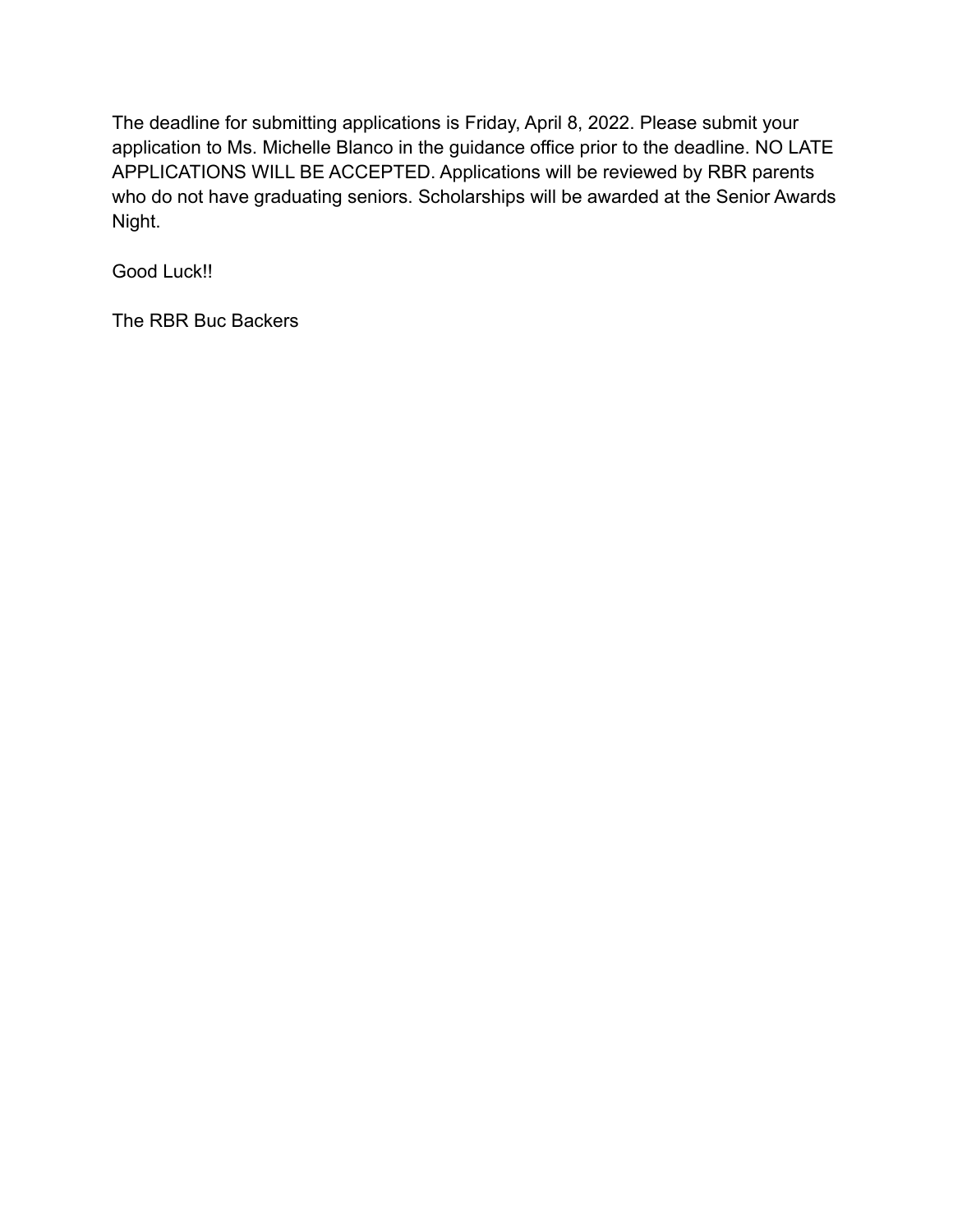The deadline for submitting applications is Friday, April 8, 2022. Please submit your application to Ms. Michelle Blanco in the guidance office prior to the deadline. NO LATE APPLICATIONS WILL BE ACCEPTED. Applications will be reviewed by RBR parents who do not have graduating seniors. Scholarships will be awarded at the Senior Awards Night.

Good Luck!!

The RBR Buc Backers